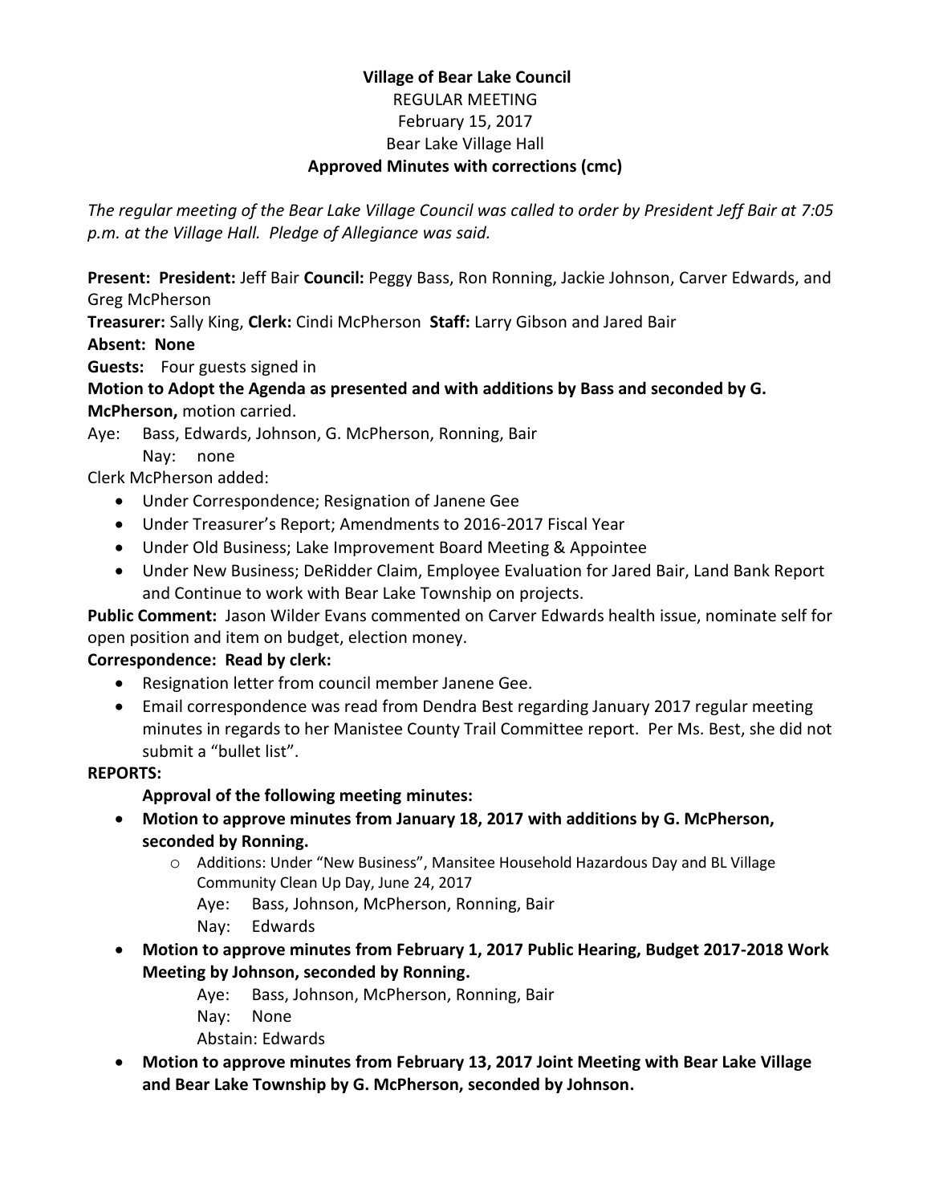**Village of Bear Lake Council**
REGULAR MEETING
February 15, 2017
Bear Lake Village Hall
**Approved Minutes with corrections (cmc)**

*The regular meeting of the Bear Lake Village Council was called to order by President Jeff Bair at 7:05 p.m. at the Village Hall. Pledge of Allegiance was said.*

**Present: President:** Jeff Bair **Council:** Peggy Bass, Ron Ronning, Jackie Johnson, Carver Edwards, and Greg McPherson

**Treasurer:** Sally King, **Clerk:** Cindi McPherson **Staff:** Larry Gibson and Jared Bair

**Absent: None**

**Guests:** Four guests signed in

**Motion to Adopt the Agenda as presented and with additions by Bass and seconded by G. McPherson,** motion carried.

Aye: Bass, Edwards, Johnson, G. McPherson, Ronning, Bair
Nay: none

Clerk McPherson added:

- Under Correspondence; Resignation of Janene Gee
- Under Treasurer's Report; Amendments to 2016-2017 Fiscal Year
- Under Old Business; Lake Improvement Board Meeting & Appointee
- Under New Business; DeRidder Claim, Employee Evaluation for Jared Bair, Land Bank Report and Continue to work with Bear Lake Township on projects.

**Public Comment:** Jason Wilder Evans commented on Carver Edwards health issue, nominate self for open position and item on budget, election money.

**Correspondence: Read by clerk:**

- Resignation letter from council member Janene Gee.
- Email correspondence was read from Dendra Best regarding January 2017 regular meeting minutes in regards to her Manistee County Trail Committee report. Per Ms. Best, she did not submit a "bullet list".

**REPORTS:**

**Approval of the following meeting minutes:**

- **Motion to approve minutes from January 18, 2017 with additions by G. McPherson, seconded by Ronning.**
  - Additions: Under "New Business", Mansitee Household Hazardous Day and BL Village Community Clean Up Day, June 24, 2017

    Aye: Bass, Johnson, McPherson, Ronning, Bair
    Nay: Edwards
- **Motion to approve minutes from February 1, 2017 Public Hearing, Budget 2017-2018 Work Meeting by Johnson, seconded by Ronning.**

  Aye: Bass, Johnson, McPherson, Ronning, Bair
  Nay: None
  Abstain: Edwards
- **Motion to approve minutes from February 13, 2017 Joint Meeting with Bear Lake Village and Bear Lake Township by G. McPherson, seconded by Johnson.**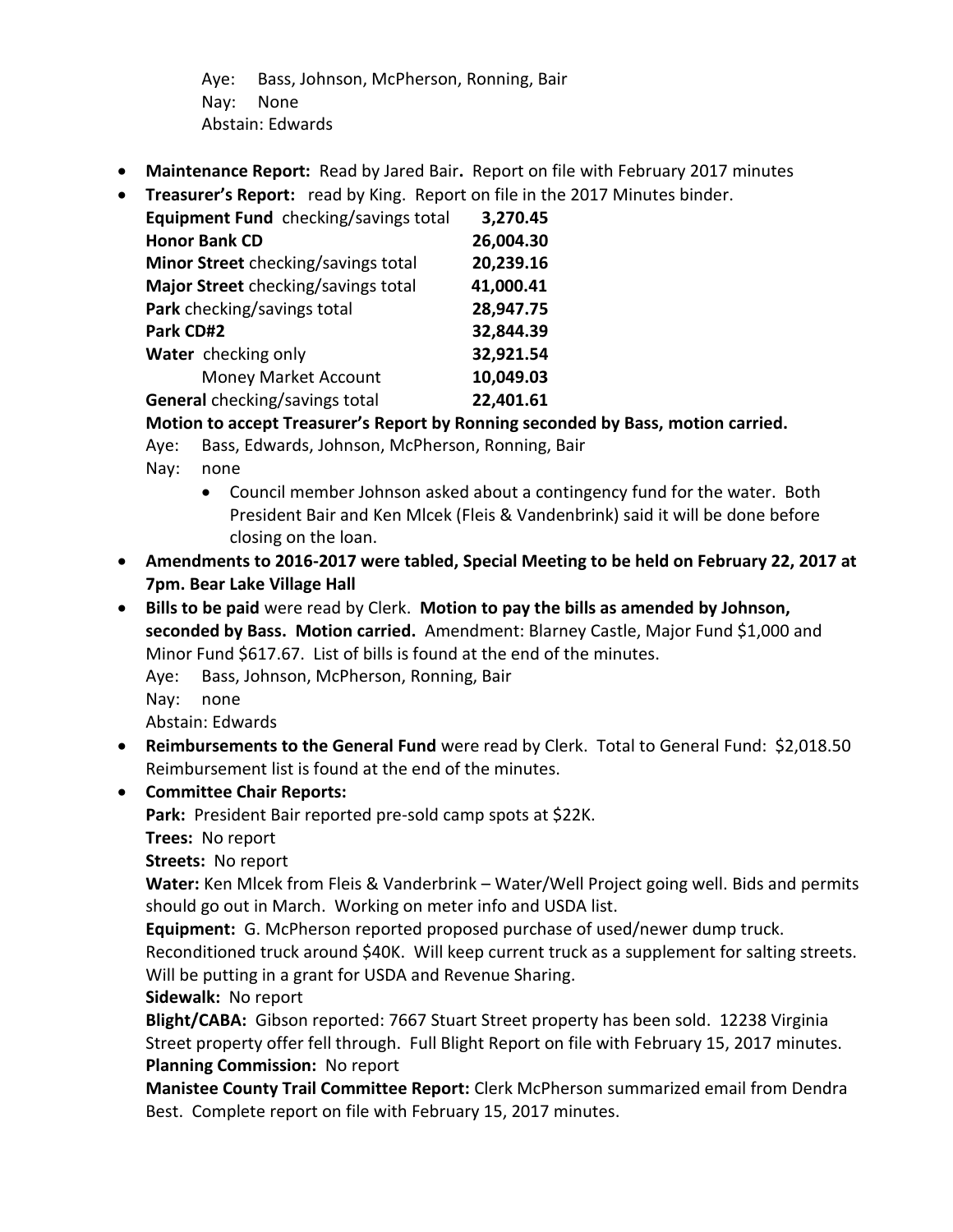Aye: Bass, Johnson, McPherson, Ronning, Bair
Nay: None
Abstain: Edwards

- **Maintenance Report:** Read by Jared Bair**.** Report on file with February 2017 minutes
- **Treasurer's Report:** read by King. Report on file in the 2017 Minutes binder.

| | |
|---|---|
| **Equipment Fund** checking/savings total | **3,270.45** |
| **Honor Bank CD** | **26,004.30** |
| **Minor Street** checking/savings total | **20,239.16** |
| **Major Street** checking/savings total | **41,000.41** |
| **Park** checking/savings total | **28,947.75** |
| **Park CD#2** | **32,844.39** |
| **Water** checking only | **32,921.54** |
| Money Market Account | **10,049.03** |
| **General** checking/savings total | **22,401.61** |

**Motion to accept Treasurer's Report by Ronning seconded by Bass, motion carried.**

Aye: Bass, Edwards, Johnson, McPherson, Ronning, Bair
Nay: none

- Council member Johnson asked about a contingency fund for the water. Both President Bair and Ken Mlcek (Fleis & Vandenbrink) said it will be done before closing on the loan.

- **Amendments to 2016-2017 were tabled, Special Meeting to be held on February 22, 2017 at 7pm. Bear Lake Village Hall**
- **Bills to be paid** were read by Clerk. **Motion to pay the bills as amended by Johnson, seconded by Bass. Motion carried.** Amendment: Blarney Castle, Major Fund $1,000 and Minor Fund $617.67. List of bills is found at the end of the minutes.

  Aye: Bass, Johnson, McPherson, Ronning, Bair
  Nay: none
  Abstain: Edwards
- **Reimbursements to the General Fund** were read by Clerk. Total to General Fund: $2,018.50 Reimbursement list is found at the end of the minutes.
- **Committee Chair Reports:**

  **Park:** President Bair reported pre-sold camp spots at $22K.

  **Trees:** No report

  **Streets:** No report

  **Water:** Ken Mlcek from Fleis & Vanderbrink – Water/Well Project going well. Bids and permits should go out in March. Working on meter info and USDA list.

  **Equipment:** G. McPherson reported proposed purchase of used/newer dump truck. Reconditioned truck around $40K. Will keep current truck as a supplement for salting streets. Will be putting in a grant for USDA and Revenue Sharing.

  **Sidewalk:** No report

  **Blight/CABA:** Gibson reported: 7667 Stuart Street property has been sold. 12238 Virginia Street property offer fell through. Full Blight Report on file with February 15, 2017 minutes.

  **Planning Commission:** No report

  **Manistee County Trail Committee Report:** Clerk McPherson summarized email from Dendra Best. Complete report on file with February 15, 2017 minutes.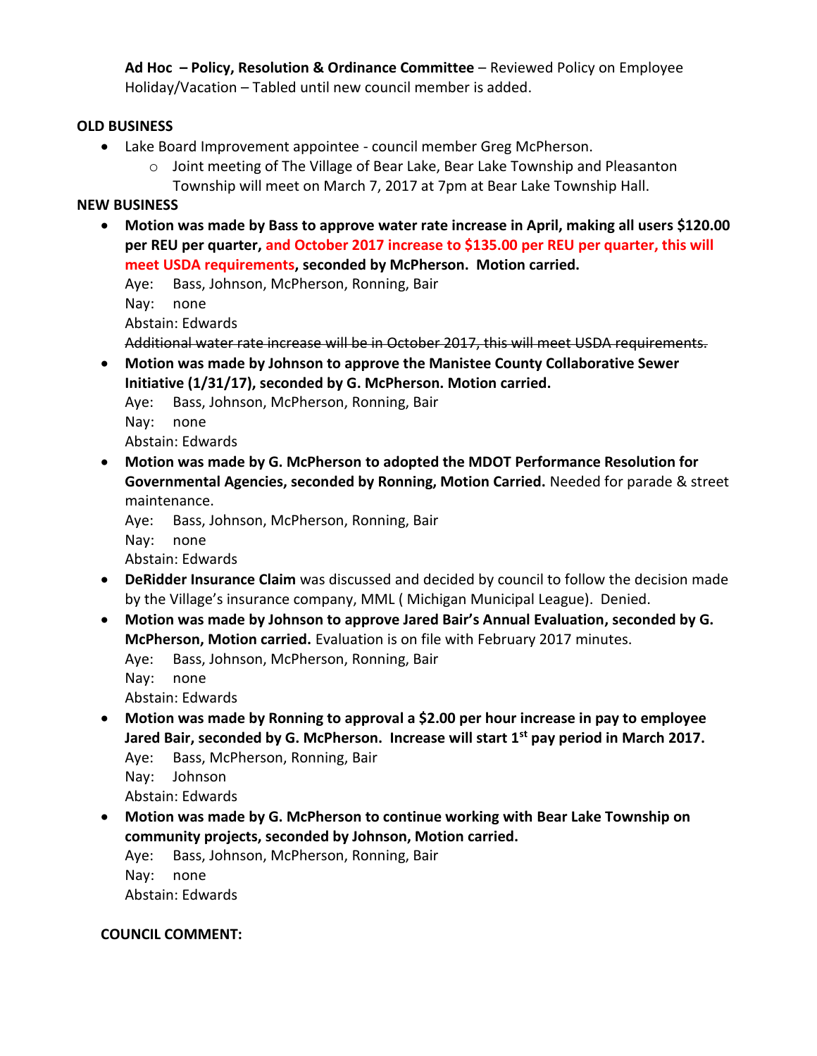**Ad Hoc – Policy, Resolution & Ordinance Committee** – Reviewed Policy on Employee Holiday/Vacation – Tabled until new council member is added.

**OLD BUSINESS**

- Lake Board Improvement appointee - council member Greg McPherson.
  - Joint meeting of The Village of Bear Lake, Bear Lake Township and Pleasanton Township will meet on March 7, 2017 at 7pm at Bear Lake Township Hall.

**NEW BUSINESS**

- **Motion was made by Bass to approve water rate increase in April, making all users $120.00 per REU per quarter, and October 2017 increase to $135.00 per REU per quarter, this will meet USDA requirements, seconded by McPherson. Motion carried.**

  Aye: Bass, Johnson, McPherson, Ronning, Bair

  Nay: none

  Abstain: Edwards

  ~~Additional water rate increase will be in October 2017, this will meet USDA requirements.~~

- **Motion was made by Johnson to approve the Manistee County Collaborative Sewer Initiative (1/31/17), seconded by G. McPherson. Motion carried.**

  Aye: Bass, Johnson, McPherson, Ronning, Bair

  Nay: none

  Abstain: Edwards

- **Motion was made by G. McPherson to adopted the MDOT Performance Resolution for Governmental Agencies, seconded by Ronning, Motion Carried.** Needed for parade & street maintenance.

  Aye: Bass, Johnson, McPherson, Ronning, Bair

  Nay: none

  Abstain: Edwards

- **DeRidder Insurance Claim** was discussed and decided by council to follow the decision made by the Village's insurance company, MML ( Michigan Municipal League). Denied.

- **Motion was made by Johnson to approve Jared Bair's Annual Evaluation, seconded by G. McPherson, Motion carried.** Evaluation is on file with February 2017 minutes.

  Aye: Bass, Johnson, McPherson, Ronning, Bair

  Nay: none

  Abstain: Edwards

- **Motion was made by Ronning to approval a $2.00 per hour increase in pay to employee Jared Bair, seconded by G. McPherson. Increase will start 1st pay period in March 2017.**

  Aye: Bass, McPherson, Ronning, Bair

  Nay: Johnson

  Abstain: Edwards

- **Motion was made by G. McPherson to continue working with Bear Lake Township on community projects, seconded by Johnson, Motion carried.**

  Aye: Bass, Johnson, McPherson, Ronning, Bair

  Nay: none

  Abstain: Edwards

**COUNCIL COMMENT:**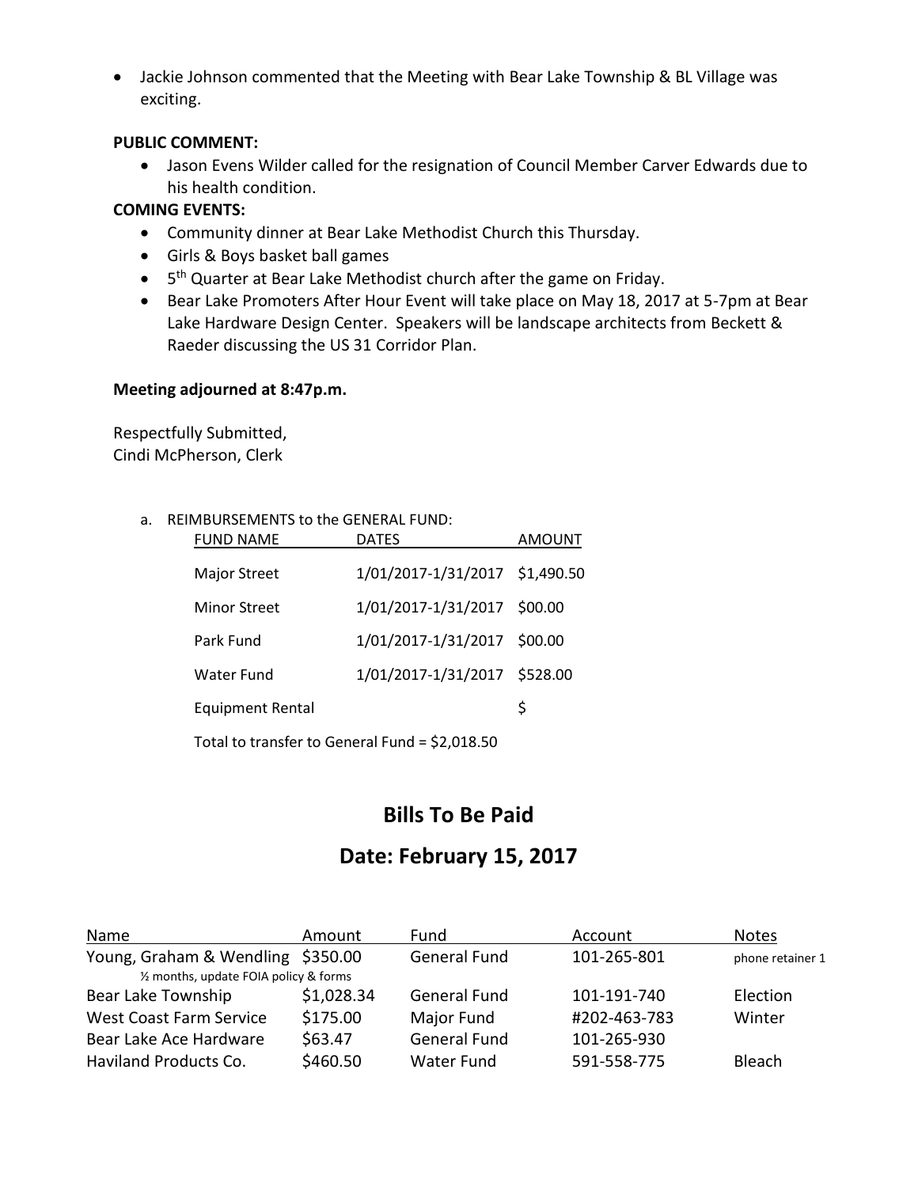- Jackie Johnson commented that the Meeting with Bear Lake Township & BL Village was exciting.

**PUBLIC COMMENT:**

- Jason Evens Wilder called for the resignation of Council Member Carver Edwards due to his health condition.

**COMING EVENTS:**

- Community dinner at Bear Lake Methodist Church this Thursday.
- Girls & Boys basket ball games
- 5th Quarter at Bear Lake Methodist church after the game on Friday.
- Bear Lake Promoters After Hour Event will take place on May 18, 2017 at 5-7pm at Bear Lake Hardware Design Center. Speakers will be landscape architects from Beckett & Raeder discussing the US 31 Corridor Plan.

**Meeting adjourned at 8:47p.m.**

Respectfully Submitted,
Cindi McPherson, Clerk

a. REIMBURSEMENTS to the GENERAL FUND:

| FUND NAME | DATES | AMOUNT |
|---|---|---|
| Major Street | 1/01/2017-1/31/2017 | $1,490.50 |
| Minor Street | 1/01/2017-1/31/2017 | $00.00 |
| Park Fund | 1/01/2017-1/31/2017 | $00.00 |
| Water Fund | 1/01/2017-1/31/2017 | $528.00 |
| Equipment Rental | | $ |

Total to transfer to General Fund = $2,018.50

# Bills To Be Paid

## Date: February 15, 2017

| Name | Amount | Fund | Account | Notes |
|---|---|---|---|---|
| Young, Graham & Wendling<br>½ months, update FOIA policy & forms | $350.00 | General Fund | 101-265-801 | phone retainer 1 |
| Bear Lake Township | $1,028.34 | General Fund | 101-191-740 | Election |
| West Coast Farm Service | $175.00 | Major Fund | #202-463-783 | Winter |
| Bear Lake Ace Hardware | $63.47 | General Fund | 101-265-930 | |
| Haviland Products Co. | $460.50 | Water Fund | 591-558-775 | Bleach |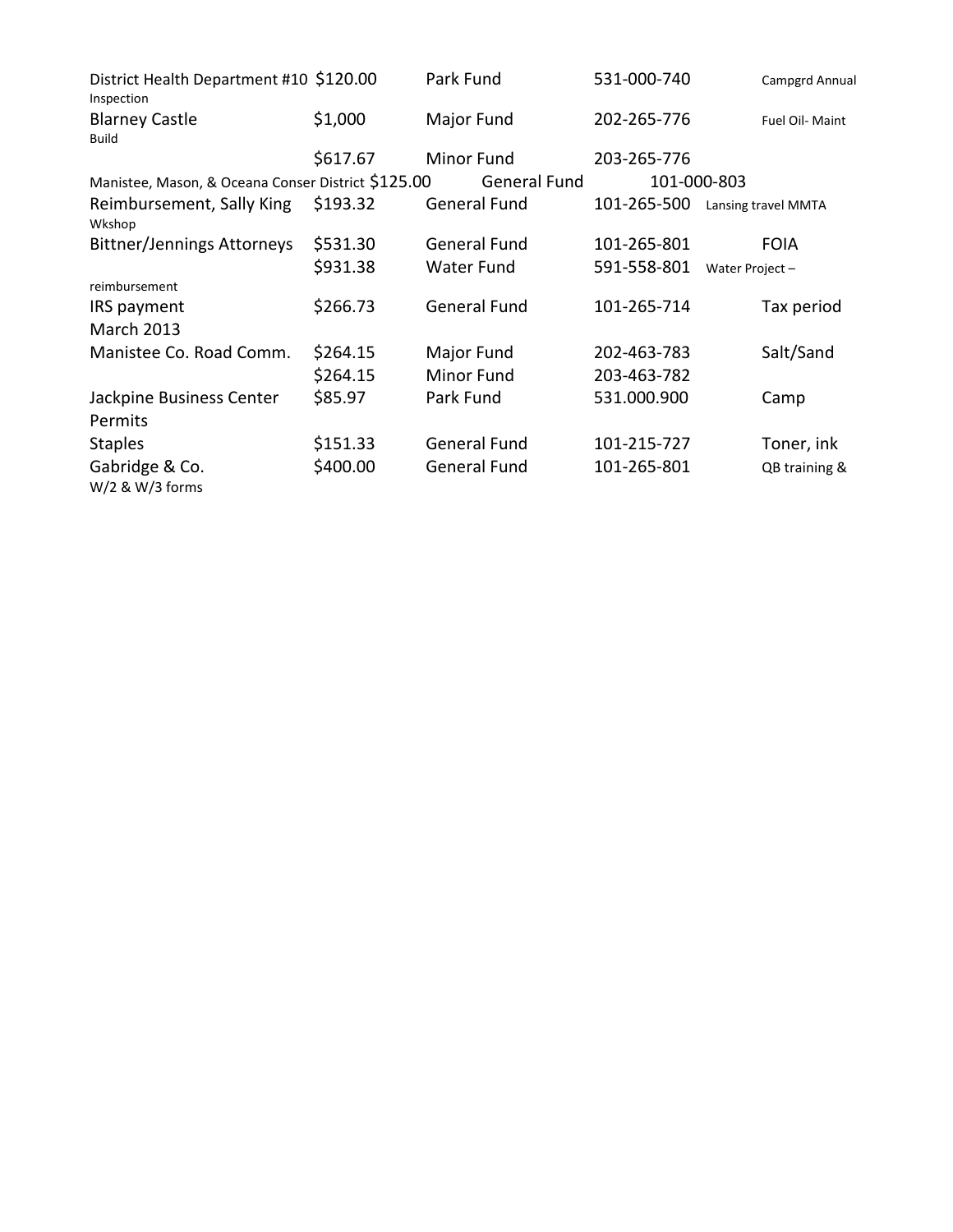| | | | | |
|---|---|---|---|---|
| District Health Department #10 Inspection | $120.00 | Park Fund | 531-000-740 | Campgrd Annual |
| Blarney Castle Build | $1,000 | Major Fund | 202-265-776 | Fuel Oil- Maint |
| | $617.67 | Minor Fund | 203-265-776 | |
| Manistee, Mason, & Oceana Conser District | $125.00 | General Fund | 101-000-803 | |
| Reimbursement, Sally King Wkshop | $193.32 | General Fund | 101-265-500 | Lansing travel MMTA |
| Bittner/Jennings Attorneys | $531.30 | General Fund | 101-265-801 | FOIA |
| | $931.38 | Water Fund | 591-558-801 | Water Project – reimbursement |
| IRS payment March 2013 | $266.73 | General Fund | 101-265-714 | Tax period |
| Manistee Co. Road Comm. | $264.15 | Major Fund | 202-463-783 | Salt/Sand |
| | $264.15 | Minor Fund | 203-463-782 | |
| Jackpine Business Center Permits | $85.97 | Park Fund | 531.000.900 | Camp |
| Staples | $151.33 | General Fund | 101-215-727 | Toner, ink |
| Gabridge & Co. W/2 & W/3 forms | $400.00 | General Fund | 101-265-801 | QB training & |